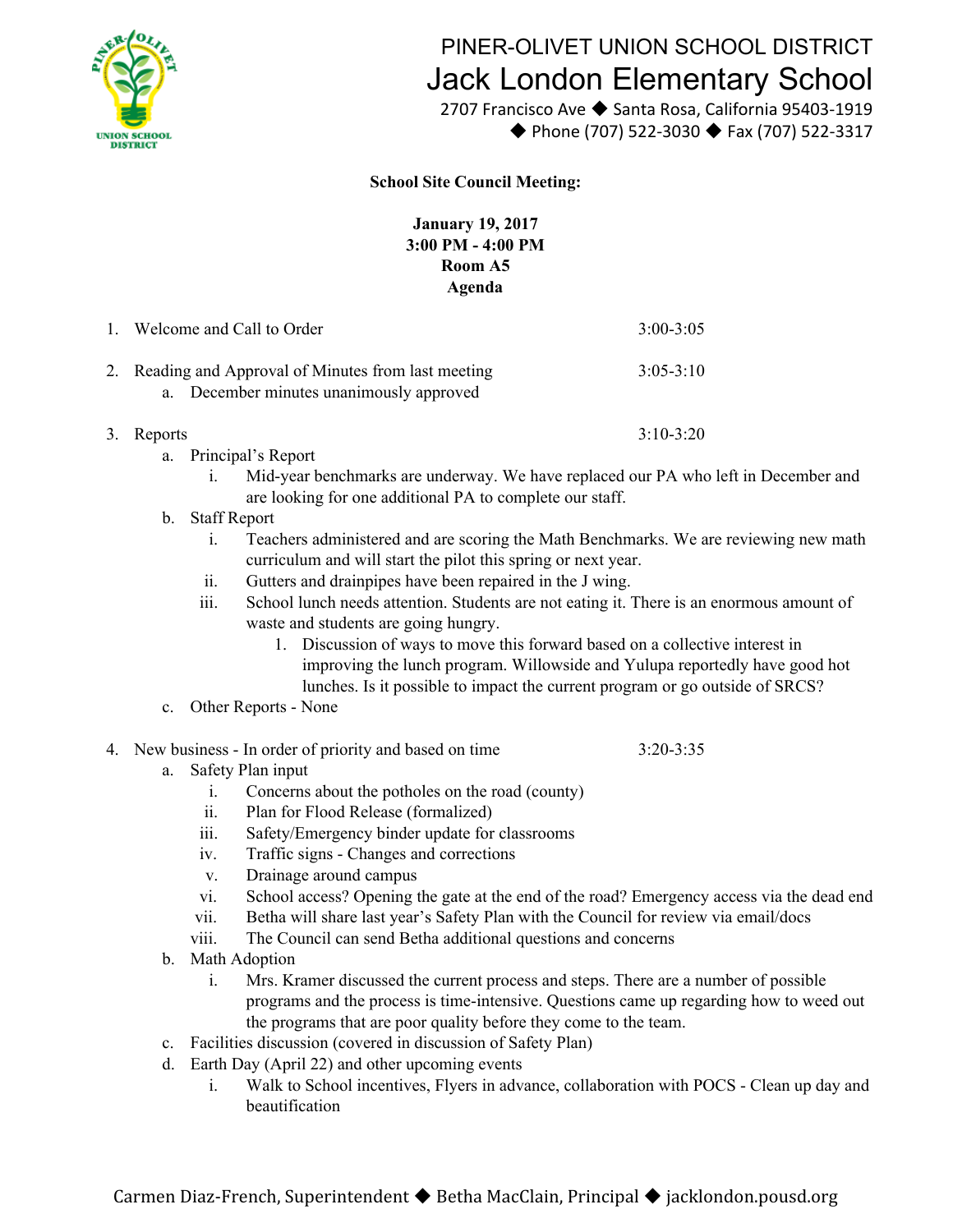# PINER-OLIVET UNION SCHOOL DISTRICT
# Jack London Elementary School

2707 Francisco Ave ◆ Santa Rosa, California 95403-1919
◆ Phone (707) 522-3030 ◆ Fax (707) 522-3317

**School Site Council Meeting:**

**January 19, 2017**
**3:00 PM - 4:00 PM**
**Room A5**
**Agenda**

1. Welcome and Call to Order — 3:00-3:05
2. Reading and Approval of Minutes from last meeting — 3:05-3:10
   a. December minutes unanimously approved
3. Reports — 3:10-3:20
   a. Principal's Report
      i. Mid-year benchmarks are underway. We have replaced our PA who left in December and are looking for one additional PA to complete our staff.
   b. Staff Report
      i. Teachers administered and are scoring the Math Benchmarks. We are reviewing new math curriculum and will start the pilot this spring or next year.
      ii. Gutters and drainpipes have been repaired in the J wing.
      iii. School lunch needs attention. Students are not eating it. There is an enormous amount of waste and students are going hungry.
         1. Discussion of ways to move this forward based on a collective interest in improving the lunch program. Willowside and Yulupa reportedly have good hot lunches. Is it possible to impact the current program or go outside of SRCS?
   c. Other Reports - None
4. New business - In order of priority and based on time — 3:20-3:35
   a. Safety Plan input
      i. Concerns about the potholes on the road (county)
      ii. Plan for Flood Release (formalized)
      iii. Safety/Emergency binder update for classrooms
      iv. Traffic signs - Changes and corrections
      v. Drainage around campus
      vi. School access? Opening the gate at the end of the road? Emergency access via the dead end
      vii. Betha will share last year's Safety Plan with the Council for review via email/docs
      viii. The Council can send Betha additional questions and concerns
   b. Math Adoption
      i. Mrs. Kramer discussed the current process and steps. There are a number of possible programs and the process is time-intensive. Questions came up regarding how to weed out the programs that are poor quality before they come to the team.
   c. Facilities discussion (covered in discussion of Safety Plan)
   d. Earth Day (April 22) and other upcoming events
      i. Walk to School incentives, Flyers in advance, collaboration with POCS - Clean up day and beautification

Carmen Diaz-French, Superintendent ◆ Betha MacClain, Principal ◆ jacklondon.pousd.org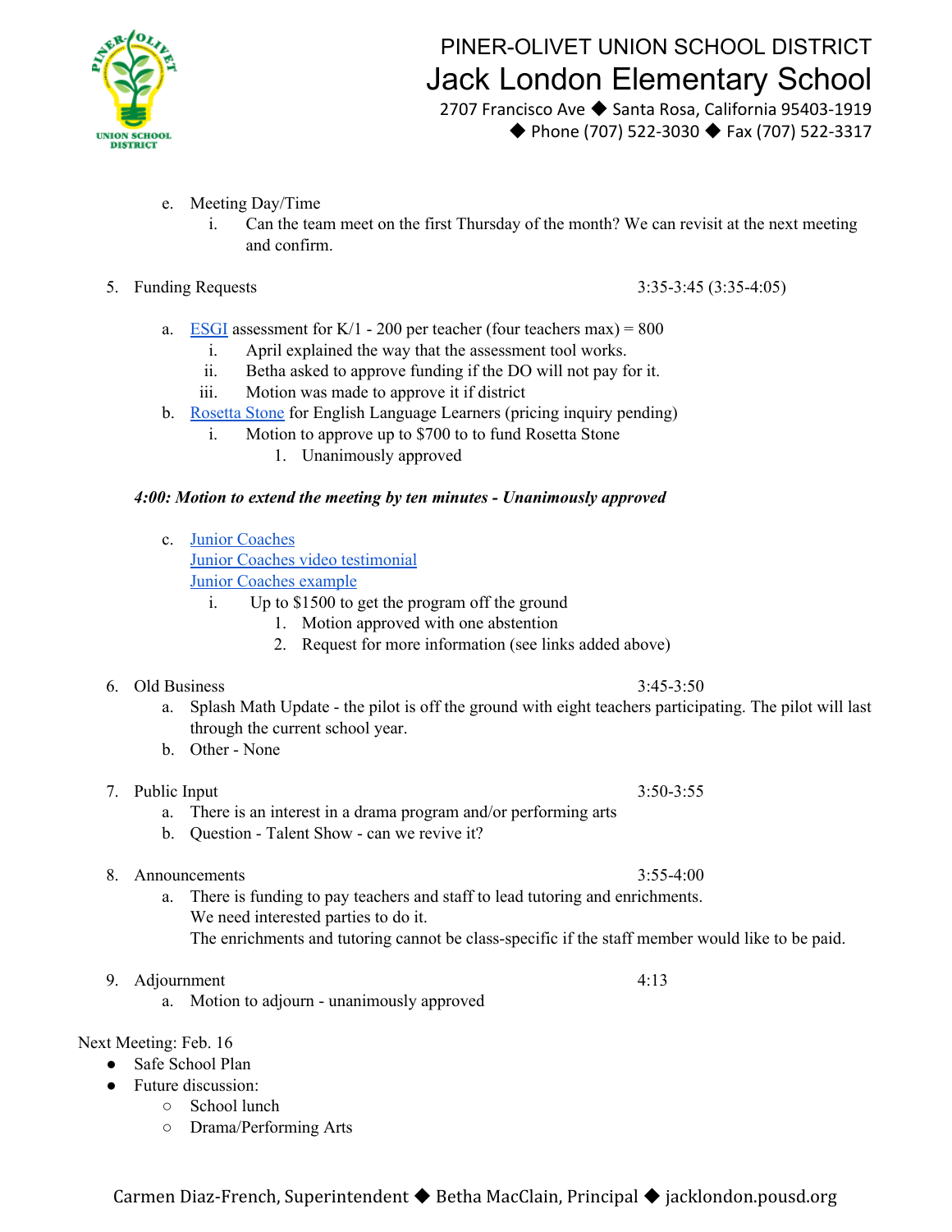e. Meeting Day/Time
   i. Can the team meet on the first Thursday of the month? We can revisit at the next meeting and confirm.

5. Funding Requests 3:35-3:45 (3:35-4:05)

   a. ESGI assessment for K/1 - 200 per teacher (four teachers max) = 800
      i. April explained the way that the assessment tool works.
      ii. Betha asked to approve funding if the DO will not pay for it.
      iii. Motion was made to approve it if district
   b. Rosetta Stone for English Language Learners (pricing inquiry pending)
      i. Motion to approve up to $700 to to fund Rosetta Stone
         1. Unanimously approved

   ***4:00: Motion to extend the meeting by ten minutes - Unanimously approved***

   c. Junior Coaches
      Junior Coaches video testimonial
      Junior Coaches example
      i. Up to $1500 to get the program off the ground
         1. Motion approved with one abstention
         2. Request for more information (see links added above)

6. Old Business 3:45-3:50
   a. Splash Math Update - the pilot is off the ground with eight teachers participating. The pilot will last through the current school year.
   b. Other - None

7. Public Input 3:50-3:55
   a. There is an interest in a drama program and/or performing arts
   b. Question - Talent Show - can we revive it?

8. Announcements 3:55-4:00
   a. There is funding to pay teachers and staff to lead tutoring and enrichments.
      We need interested parties to do it.
      The enrichments and tutoring cannot be class-specific if the staff member would like to be paid.

9. Adjournment 4:13
   a. Motion to adjourn - unanimously approved

Next Meeting: Feb. 16
- Safe School Plan
- Future discussion:
  - School lunch
  - Drama/Performing Arts